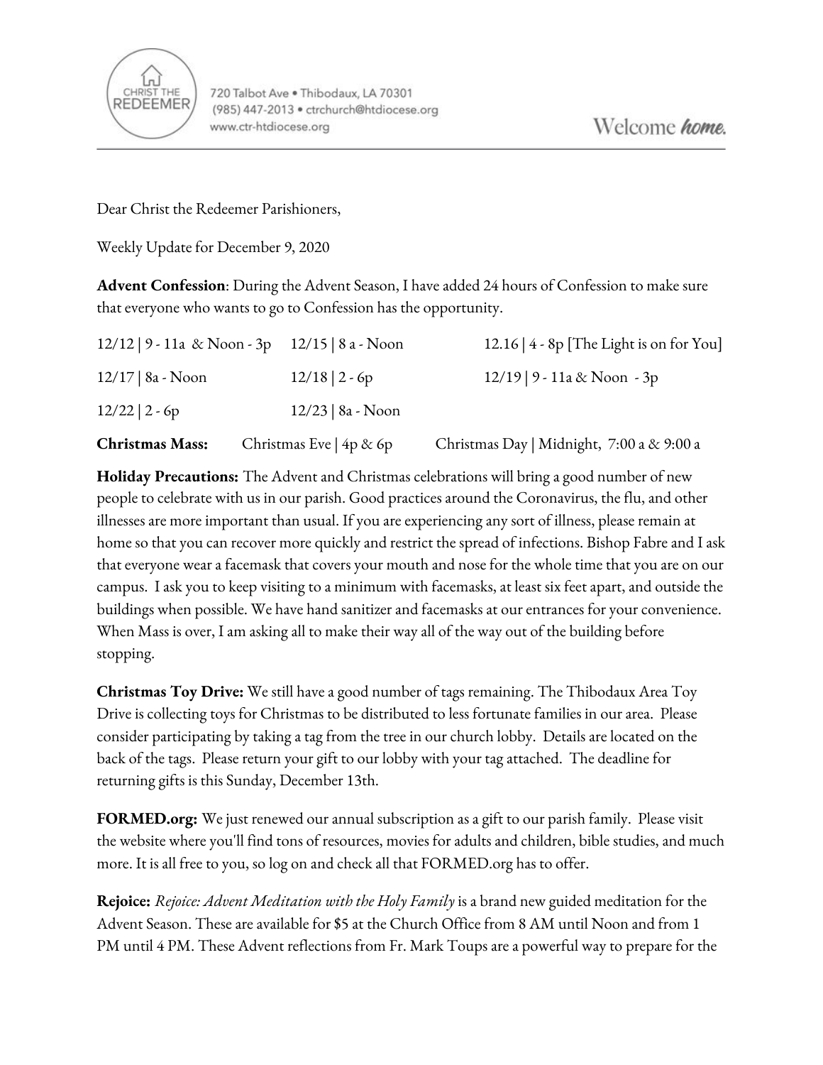720 Talbot Ave • Thibodaux, LA 70301
(985) 447-2013 • ctrchurch@htdiocese.org
www.ctr-htdiocese.org

Welcome *home.*

Dear Christ the Redeemer Parishioners,

Weekly Update for December 9, 2020

**Advent Confession**: During the Advent Season, I have added 24 hours of Confession to make sure that everyone who wants to go to Confession has the opportunity.

| | | |
|---|---|---|
| 12/12 \| 9 - 11a & Noon - 3p | 12/15 \| 8 a - Noon | 12.16 \| 4 - 8p [The Light is on for You] |
| 12/17 \| 8a - Noon | 12/18 \| 2 - 6p | 12/19 \| 9 - 11a & Noon - 3p |
| 12/22 \| 2 - 6p | 12/23 \| 8a - Noon | |

**Christmas Mass:** Christmas Eve | 4p & 6p Christmas Day | Midnight, 7:00 a & 9:00 a

**Holiday Precautions:** The Advent and Christmas celebrations will bring a good number of new people to celebrate with us in our parish. Good practices around the Coronavirus, the flu, and other illnesses are more important than usual. If you are experiencing any sort of illness, please remain at home so that you can recover more quickly and restrict the spread of infections. Bishop Fabre and I ask that everyone wear a facemask that covers your mouth and nose for the whole time that you are on our campus. I ask you to keep visiting to a minimum with facemasks, at least six feet apart, and outside the buildings when possible. We have hand sanitizer and facemasks at our entrances for your convenience. When Mass is over, I am asking all to make their way all of the way out of the building before stopping.

**Christmas Toy Drive:** We still have a good number of tags remaining. The Thibodaux Area Toy Drive is collecting toys for Christmas to be distributed to less fortunate families in our area. Please consider participating by taking a tag from the tree in our church lobby. Details are located on the back of the tags. Please return your gift to our lobby with your tag attached. The deadline for returning gifts is this Sunday, December 13th.

**FORMED.org:** We just renewed our annual subscription as a gift to our parish family. Please visit the website where you'll find tons of resources, movies for adults and children, bible studies, and much more. It is all free to you, so log on and check all that FORMED.org has to offer.

**Rejoice:** *Rejoice: Advent Meditation with the Holy Family* is a brand new guided meditation for the Advent Season. These are available for $5 at the Church Office from 8 AM until Noon and from 1 PM until 4 PM. These Advent reflections from Fr. Mark Toups are a powerful way to prepare for the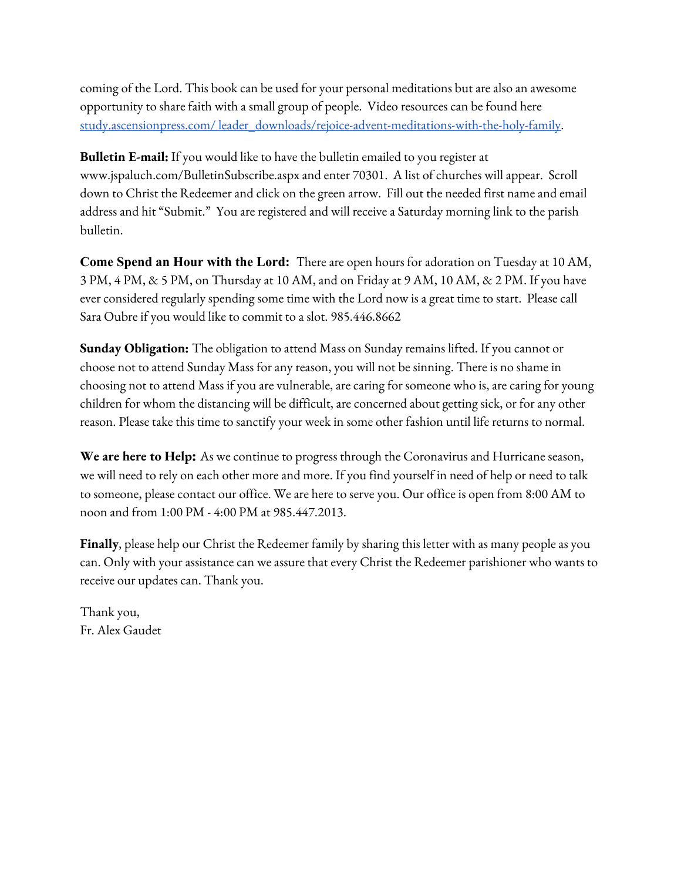coming of the Lord. This book can be used for your personal meditations but are also an awesome opportunity to share faith with a small group of people. Video resources can be found here [study.ascensionpress.com/ leader_downloads/rejoice-advent-meditations-with-the-holy-family](study.ascensionpress.com/leader_downloads/rejoice-advent-meditations-with-the-holy-family).

**Bulletin E-mail:** If you would like to have the bulletin emailed to you register at www.jspaluch.com/BulletinSubscribe.aspx and enter 70301. A list of churches will appear. Scroll down to Christ the Redeemer and click on the green arrow. Fill out the needed first name and email address and hit "Submit." You are registered and will receive a Saturday morning link to the parish bulletin.

**Come Spend an Hour with the Lord:** There are open hours for adoration on Tuesday at 10 AM, 3 PM, 4 PM, & 5 PM, on Thursday at 10 AM, and on Friday at 9 AM, 10 AM, & 2 PM. If you have ever considered regularly spending some time with the Lord now is a great time to start. Please call Sara Oubre if you would like to commit to a slot. 985.446.8662

**Sunday Obligation:** The obligation to attend Mass on Sunday remains lifted. If you cannot or choose not to attend Sunday Mass for any reason, you will not be sinning. There is no shame in choosing not to attend Mass if you are vulnerable, are caring for someone who is, are caring for young children for whom the distancing will be difficult, are concerned about getting sick, or for any other reason. Please take this time to sanctify your week in some other fashion until life returns to normal.

**We are here to Help:** As we continue to progress through the Coronavirus and Hurricane season, we will need to rely on each other more and more. If you find yourself in need of help or need to talk to someone, please contact our office. We are here to serve you. Our office is open from 8:00 AM to noon and from 1:00 PM - 4:00 PM at 985.447.2013.

**Finally**, please help our Christ the Redeemer family by sharing this letter with as many people as you can. Only with your assistance can we assure that every Christ the Redeemer parishioner who wants to receive our updates can. Thank you.

Thank you,
Fr. Alex Gaudet